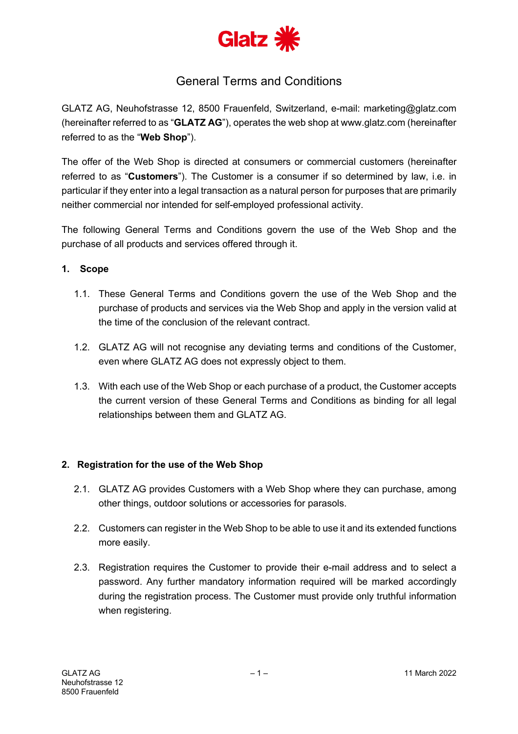Glatz

# General Terms and Conditions

GLATZ AG, Neuhofstrasse 12, 8500 Frauenfeld, Switzerland, e-mail: marketing@glatz.com (hereinafter referred to as "**GLATZ AG**"), operates the web shop at www.glatz.com (hereinafter referred to as the "**Web Shop**").

The offer of the Web Shop is directed at consumers or commercial customers (hereinafter referred to as "**Customers**"). The Customer is a consumer if so determined by law, i.e. in particular if they enter into a legal transaction as a natural person for purposes that are primarily neither commercial nor intended for self-employed professional activity.

The following General Terms and Conditions govern the use of the Web Shop and the purchase of all products and services offered through it.

## 1. Scope

1.1. These General Terms and Conditions govern the use of the Web Shop and the purchase of products and services via the Web Shop and apply in the version valid at the time of the conclusion of the relevant contract.

1.2. GLATZ AG will not recognise any deviating terms and conditions of the Customer, even where GLATZ AG does not expressly object to them.

1.3. With each use of the Web Shop or each purchase of a product, the Customer accepts the current version of these General Terms and Conditions as binding for all legal relationships between them and GLATZ AG.

## 2. Registration for the use of the Web Shop

2.1. GLATZ AG provides Customers with a Web Shop where they can purchase, among other things, outdoor solutions or accessories for parasols.

2.2. Customers can register in the Web Shop to be able to use it and its extended functions more easily.

2.3. Registration requires the Customer to provide their e-mail address and to select a password. Any further mandatory information required will be marked accordingly during the registration process. The Customer must provide only truthful information when registering.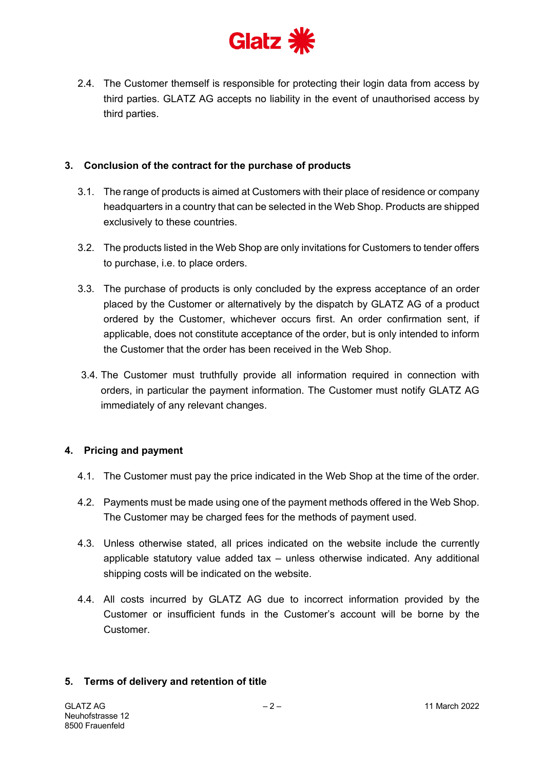2.4. The Customer themself is responsible for protecting their login data from access by third parties. GLATZ AG accepts no liability in the event of unauthorised access by third parties.

## 3. Conclusion of the contract for the purchase of products

3.1. The range of products is aimed at Customers with their place of residence or company headquarters in a country that can be selected in the Web Shop. Products are shipped exclusively to these countries.

3.2. The products listed in the Web Shop are only invitations for Customers to tender offers to purchase, i.e. to place orders.

3.3. The purchase of products is only concluded by the express acceptance of an order placed by the Customer or alternatively by the dispatch by GLATZ AG of a product ordered by the Customer, whichever occurs first. An order confirmation sent, if applicable, does not constitute acceptance of the order, but is only intended to inform the Customer that the order has been received in the Web Shop.

3.4. The Customer must truthfully provide all information required in connection with orders, in particular the payment information. The Customer must notify GLATZ AG immediately of any relevant changes.

## 4. Pricing and payment

4.1. The Customer must pay the price indicated in the Web Shop at the time of the order.

4.2. Payments must be made using one of the payment methods offered in the Web Shop. The Customer may be charged fees for the methods of payment used.

4.3. Unless otherwise stated, all prices indicated on the website include the currently applicable statutory value added tax – unless otherwise indicated. Any additional shipping costs will be indicated on the website.

4.4. All costs incurred by GLATZ AG due to incorrect information provided by the Customer or insufficient funds in the Customer's account will be borne by the Customer.

## 5. Terms of delivery and retention of title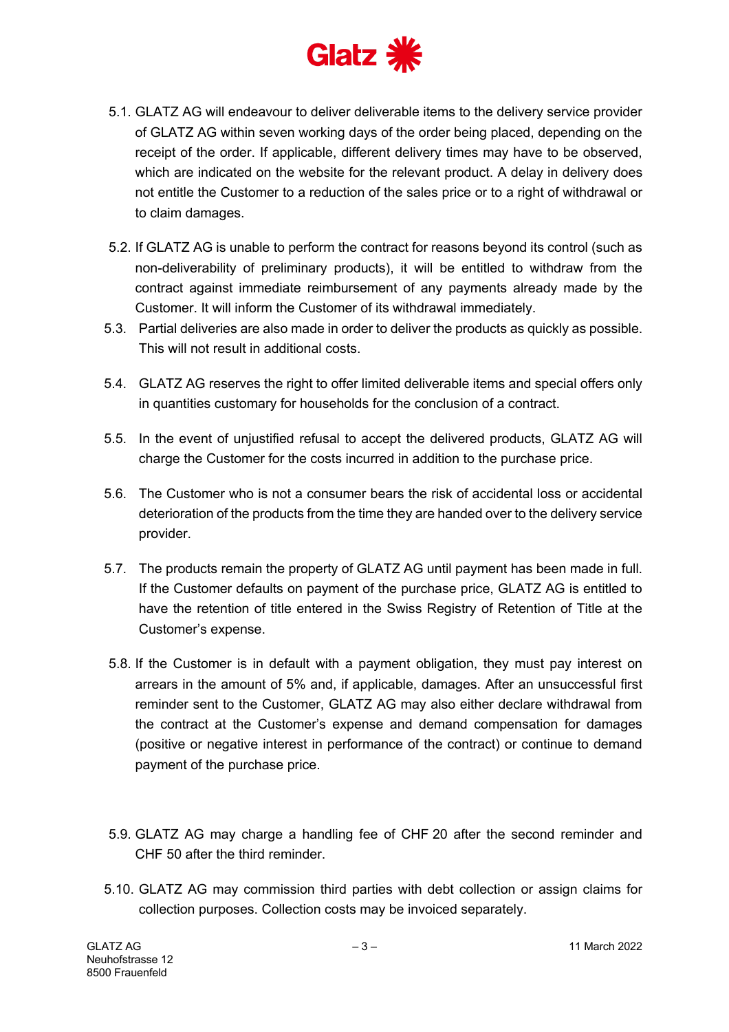5.1. GLATZ AG will endeavour to deliver deliverable items to the delivery service provider of GLATZ AG within seven working days of the order being placed, depending on the receipt of the order. If applicable, different delivery times may have to be observed, which are indicated on the website for the relevant product. A delay in delivery does not entitle the Customer to a reduction of the sales price or to a right of withdrawal or to claim damages.

5.2. If GLATZ AG is unable to perform the contract for reasons beyond its control (such as non-deliverability of preliminary products), it will be entitled to withdraw from the contract against immediate reimbursement of any payments already made by the Customer. It will inform the Customer of its withdrawal immediately.

5.3. Partial deliveries are also made in order to deliver the products as quickly as possible. This will not result in additional costs.

5.4. GLATZ AG reserves the right to offer limited deliverable items and special offers only in quantities customary for households for the conclusion of a contract.

5.5. In the event of unjustified refusal to accept the delivered products, GLATZ AG will charge the Customer for the costs incurred in addition to the purchase price.

5.6. The Customer who is not a consumer bears the risk of accidental loss or accidental deterioration of the products from the time they are handed over to the delivery service provider.

5.7. The products remain the property of GLATZ AG until payment has been made in full. If the Customer defaults on payment of the purchase price, GLATZ AG is entitled to have the retention of title entered in the Swiss Registry of Retention of Title at the Customer's expense.

5.8. If the Customer is in default with a payment obligation, they must pay interest on arrears in the amount of 5% and, if applicable, damages. After an unsuccessful first reminder sent to the Customer, GLATZ AG may also either declare withdrawal from the contract at the Customer's expense and demand compensation for damages (positive or negative interest in performance of the contract) or continue to demand payment of the purchase price.

5.9. GLATZ AG may charge a handling fee of CHF 20 after the second reminder and CHF 50 after the third reminder.

5.10. GLATZ AG may commission third parties with debt collection or assign claims for collection purposes. Collection costs may be invoiced separately.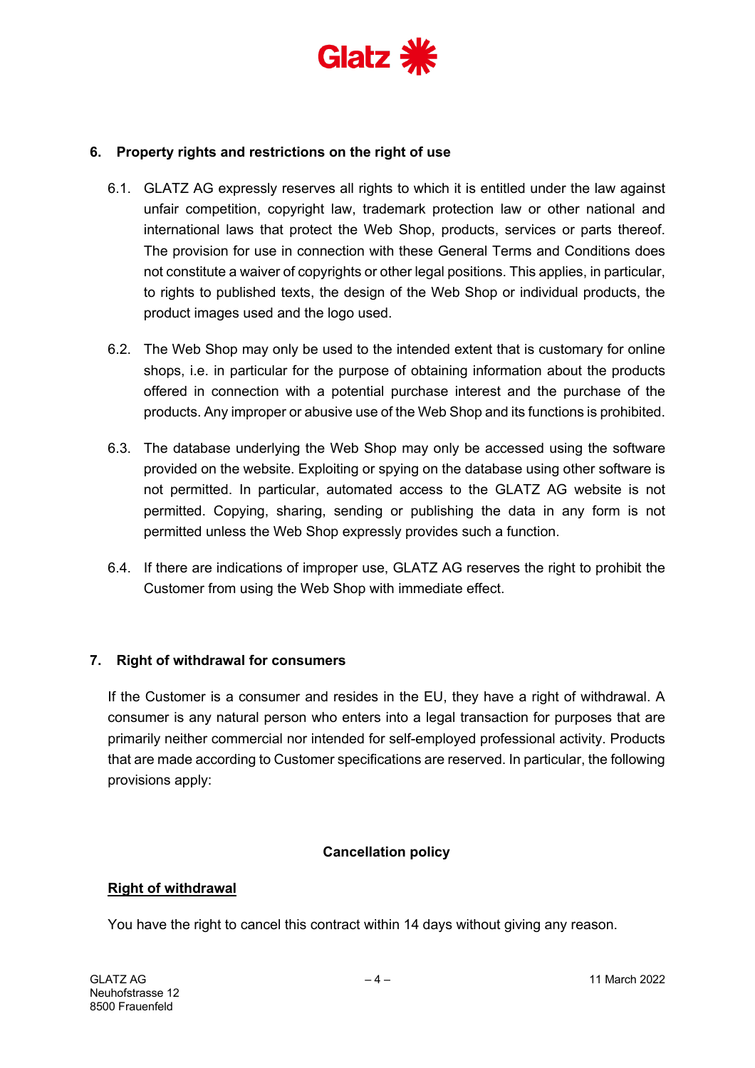## 6. Property rights and restrictions on the right of use

6.1. GLATZ AG expressly reserves all rights to which it is entitled under the law against unfair competition, copyright law, trademark protection law or other national and international laws that protect the Web Shop, products, services or parts thereof. The provision for use in connection with these General Terms and Conditions does not constitute a waiver of copyrights or other legal positions. This applies, in particular, to rights to published texts, the design of the Web Shop or individual products, the product images used and the logo used.

6.2. The Web Shop may only be used to the intended extent that is customary for online shops, i.e. in particular for the purpose of obtaining information about the products offered in connection with a potential purchase interest and the purchase of the products. Any improper or abusive use of the Web Shop and its functions is prohibited.

6.3. The database underlying the Web Shop may only be accessed using the software provided on the website. Exploiting or spying on the database using other software is not permitted. In particular, automated access to the GLATZ AG website is not permitted. Copying, sharing, sending or publishing the data in any form is not permitted unless the Web Shop expressly provides such a function.

6.4. If there are indications of improper use, GLATZ AG reserves the right to prohibit the Customer from using the Web Shop with immediate effect.

## 7. Right of withdrawal for consumers

If the Customer is a consumer and resides in the EU, they have a right of withdrawal. A consumer is any natural person who enters into a legal transaction for purposes that are primarily neither commercial nor intended for self-employed professional activity. Products that are made according to Customer specifications are reserved. In particular, the following provisions apply:

**Cancellation policy**

**<u>Right of withdrawal</u>**

You have the right to cancel this contract within 14 days without giving any reason.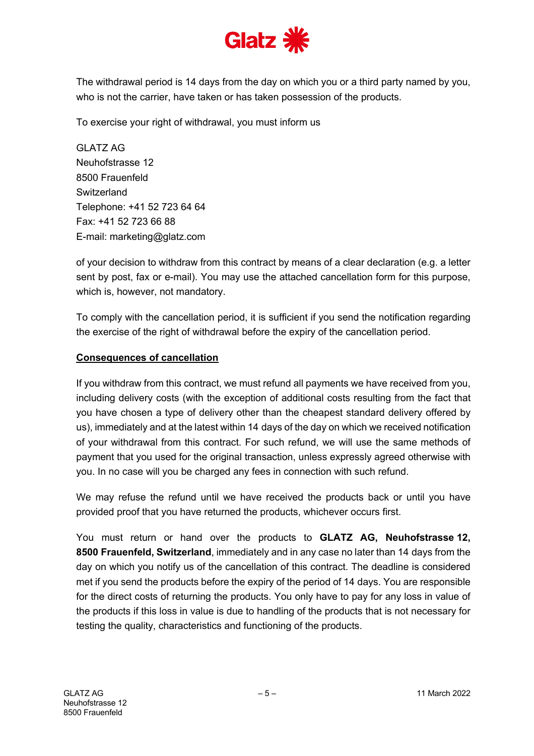The withdrawal period is 14 days from the day on which you or a third party named by you, who is not the carrier, have taken or has taken possession of the products.

To exercise your right of withdrawal, you must inform us

GLATZ AG
Neuhofstrasse 12
8500 Frauenfeld
Switzerland
Telephone: +41 52 723 64 64
Fax: +41 52 723 66 88
E-mail: marketing@glatz.com

of your decision to withdraw from this contract by means of a clear declaration (e.g. a letter sent by post, fax or e-mail). You may use the attached cancellation form for this purpose, which is, however, not mandatory.

To comply with the cancellation period, it is sufficient if you send the notification regarding the exercise of the right of withdrawal before the expiry of the cancellation period.

**Consequences of cancellation**

If you withdraw from this contract, we must refund all payments we have received from you, including delivery costs (with the exception of additional costs resulting from the fact that you have chosen a type of delivery other than the cheapest standard delivery offered by us), immediately and at the latest within 14 days of the day on which we received notification of your withdrawal from this contract. For such refund, we will use the same methods of payment that you used for the original transaction, unless expressly agreed otherwise with you. In no case will you be charged any fees in connection with such refund.

We may refuse the refund until we have received the products back or until you have provided proof that you have returned the products, whichever occurs first.

You must return or hand over the products to **GLATZ AG, Neuhofstrasse 12, 8500 Frauenfeld, Switzerland**, immediately and in any case no later than 14 days from the day on which you notify us of the cancellation of this contract. The deadline is considered met if you send the products before the expiry of the period of 14 days. You are responsible for the direct costs of returning the products. You only have to pay for any loss in value of the products if this loss in value is due to handling of the products that is not necessary for testing the quality, characteristics and functioning of the products.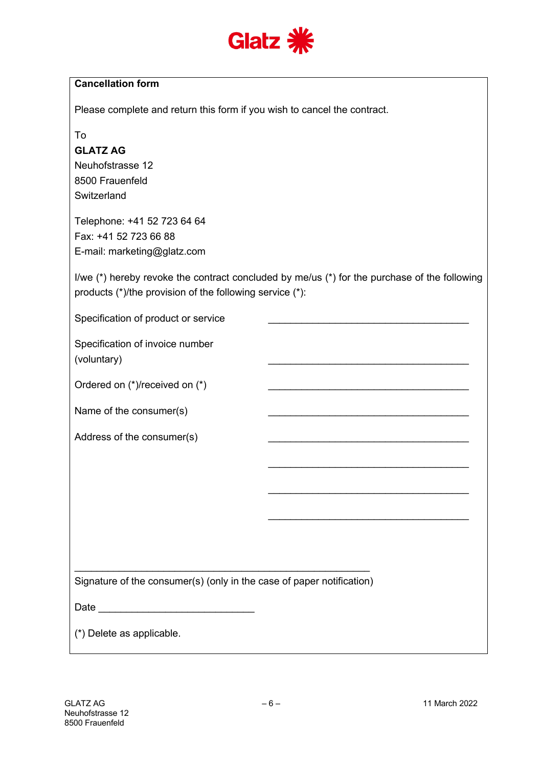Glatz

## Cancellation form

Please complete and return this form if you wish to cancel the contract.

To
**GLATZ AG**
Neuhofstrasse 12
8500 Frauenfeld
Switzerland

Telephone: +41 52 723 64 64
Fax: +41 52 723 66 88
E-mail: marketing@glatz.com

I/we (*) hereby revoke the contract concluded by me/us (*) for the purchase of the following products (*)/the provision of the following service (*):

Specification of product or service ___________________________________

Specification of invoice number (voluntary) ___________________________________

Ordered on (*)/received on (*) ___________________________________

Name of the consumer(s) ___________________________________

Address of the consumer(s) ___________________________________

___________________________________

___________________________________

___________________________________

_____________________________________________________

Signature of the consumer(s) (only in the case of paper notification)

Date ____________________________

(*) Delete as applicable.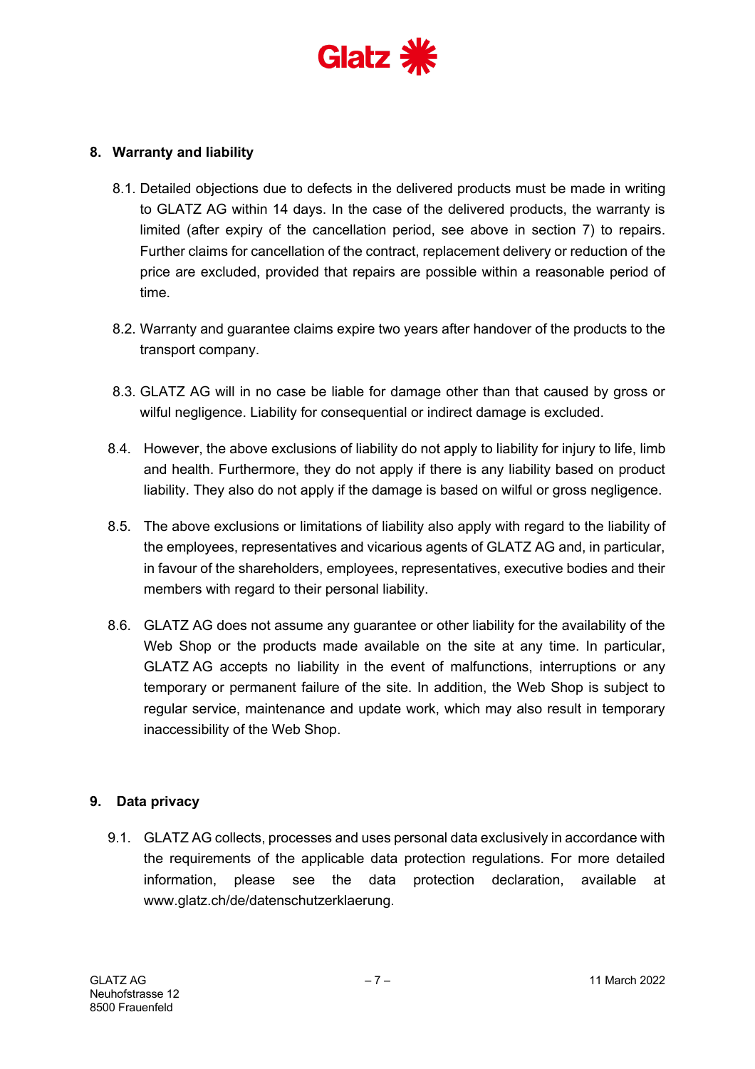## 8. Warranty and liability

8.1. Detailed objections due to defects in the delivered products must be made in writing to GLATZ AG within 14 days. In the case of the delivered products, the warranty is limited (after expiry of the cancellation period, see above in section 7) to repairs. Further claims for cancellation of the contract, replacement delivery or reduction of the price are excluded, provided that repairs are possible within a reasonable period of time.

8.2. Warranty and guarantee claims expire two years after handover of the products to the transport company.

8.3. GLATZ AG will in no case be liable for damage other than that caused by gross or wilful negligence. Liability for consequential or indirect damage is excluded.

8.4. However, the above exclusions of liability do not apply to liability for injury to life, limb and health. Furthermore, they do not apply if there is any liability based on product liability. They also do not apply if the damage is based on wilful or gross negligence.

8.5. The above exclusions or limitations of liability also apply with regard to the liability of the employees, representatives and vicarious agents of GLATZ AG and, in particular, in favour of the shareholders, employees, representatives, executive bodies and their members with regard to their personal liability.

8.6. GLATZ AG does not assume any guarantee or other liability for the availability of the Web Shop or the products made available on the site at any time. In particular, GLATZ AG accepts no liability in the event of malfunctions, interruptions or any temporary or permanent failure of the site. In addition, the Web Shop is subject to regular service, maintenance and update work, which may also result in temporary inaccessibility of the Web Shop.

## 9. Data privacy

9.1. GLATZ AG collects, processes and uses personal data exclusively in accordance with the requirements of the applicable data protection regulations. For more detailed information, please see the data protection declaration, available at www.glatz.ch/de/datenschutzerklaerung.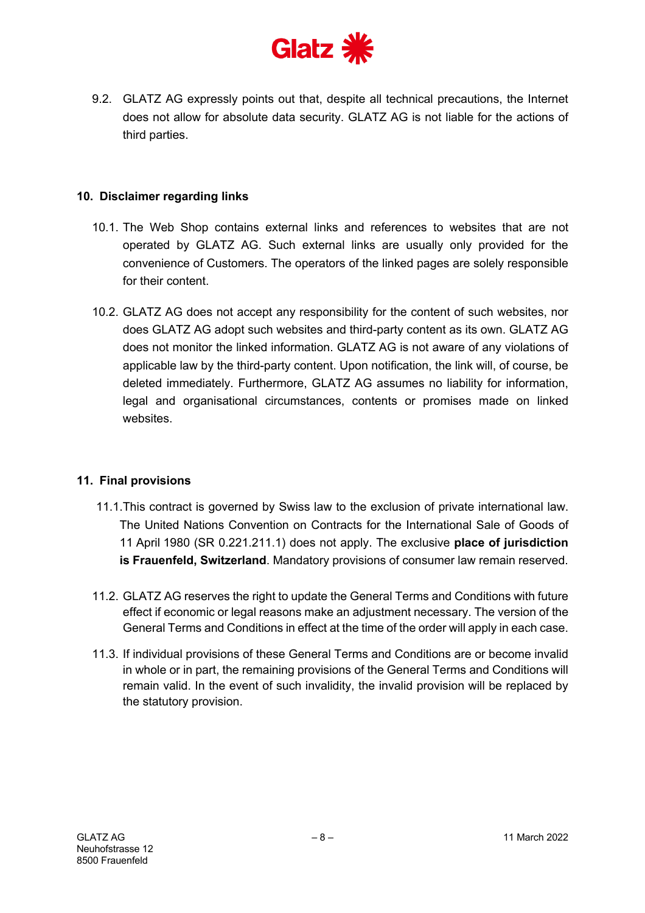9.2. GLATZ AG expressly points out that, despite all technical precautions, the Internet does not allow for absolute data security. GLATZ AG is not liable for the actions of third parties.

## 10. Disclaimer regarding links

10.1. The Web Shop contains external links and references to websites that are not operated by GLATZ AG. Such external links are usually only provided for the convenience of Customers. The operators of the linked pages are solely responsible for their content.

10.2. GLATZ AG does not accept any responsibility for the content of such websites, nor does GLATZ AG adopt such websites and third-party content as its own. GLATZ AG does not monitor the linked information. GLATZ AG is not aware of any violations of applicable law by the third-party content. Upon notification, the link will, of course, be deleted immediately. Furthermore, GLATZ AG assumes no liability for information, legal and organisational circumstances, contents or promises made on linked websites.

## 11. Final provisions

11.1. This contract is governed by Swiss law to the exclusion of private international law. The United Nations Convention on Contracts for the International Sale of Goods of 11 April 1980 (SR 0.221.211.1) does not apply. The exclusive **place of jurisdiction is Frauenfeld, Switzerland**. Mandatory provisions of consumer law remain reserved.

11.2. GLATZ AG reserves the right to update the General Terms and Conditions with future effect if economic or legal reasons make an adjustment necessary. The version of the General Terms and Conditions in effect at the time of the order will apply in each case.

11.3. If individual provisions of these General Terms and Conditions are or become invalid in whole or in part, the remaining provisions of the General Terms and Conditions will remain valid. In the event of such invalidity, the invalid provision will be replaced by the statutory provision.